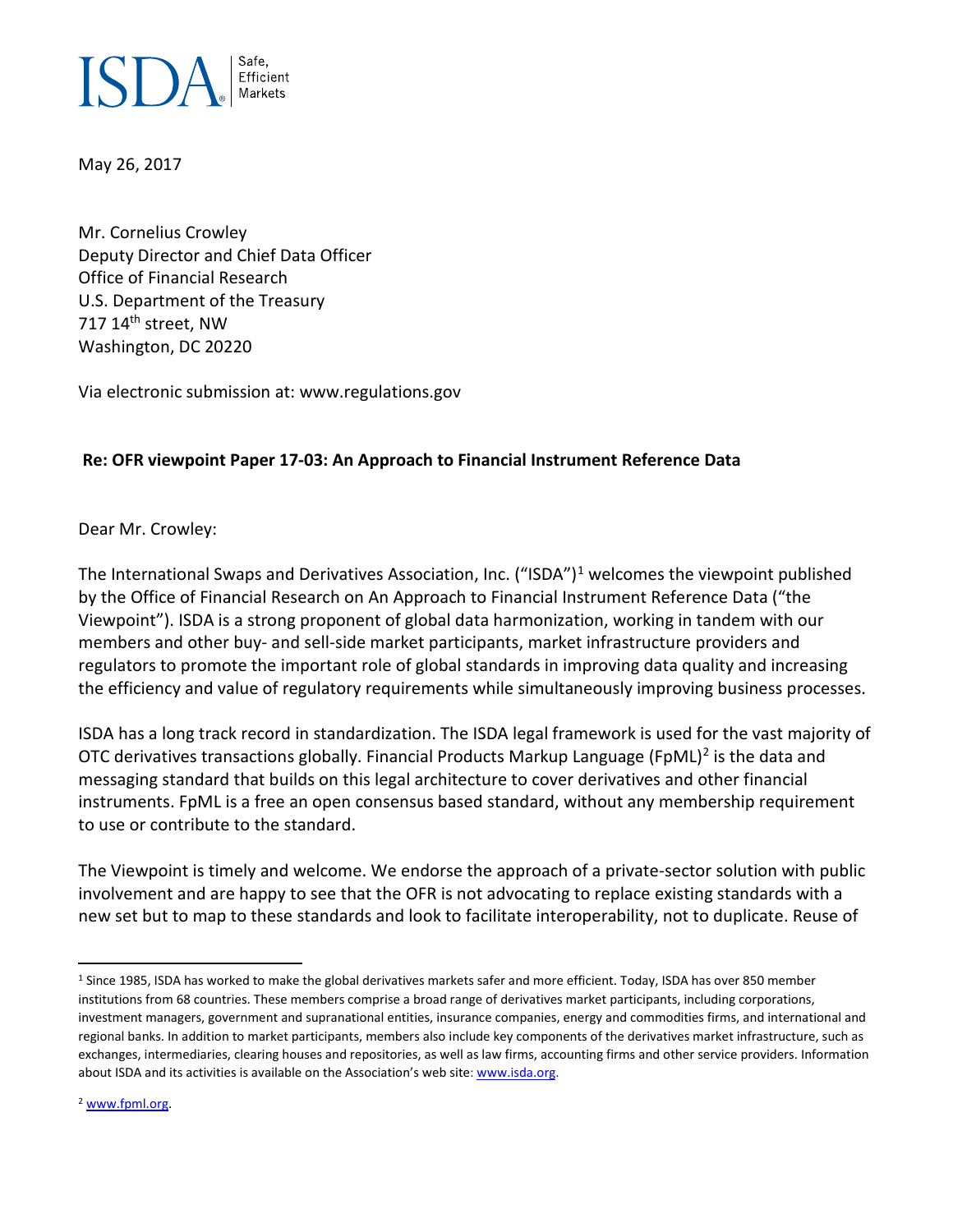ISDA Safe, Efficient Markets

May 26, 2017

Mr. Cornelius Crowley
Deputy Director and Chief Data Officer
Office of Financial Research
U.S. Department of the Treasury
717 14th street, NW
Washington, DC 20220

Via electronic submission at: www.regulations.gov

**Re: OFR viewpoint Paper 17-03: An Approach to Financial Instrument Reference Data**

Dear Mr. Crowley:

The International Swaps and Derivatives Association, Inc. ("ISDA")[1] welcomes the viewpoint published by the Office of Financial Research on An Approach to Financial Instrument Reference Data ("the Viewpoint"). ISDA is a strong proponent of global data harmonization, working in tandem with our members and other buy- and sell-side market participants, market infrastructure providers and regulators to promote the important role of global standards in improving data quality and increasing the efficiency and value of regulatory requirements while simultaneously improving business processes.

ISDA has a long track record in standardization. The ISDA legal framework is used for the vast majority of OTC derivatives transactions globally. Financial Products Markup Language (FpML)[2] is the data and messaging standard that builds on this legal architecture to cover derivatives and other financial instruments. FpML is a free an open consensus based standard, without any membership requirement to use or contribute to the standard.

The Viewpoint is timely and welcome. We endorse the approach of a private-sector solution with public involvement and are happy to see that the OFR is not advocating to replace existing standards with a new set but to map to these standards and look to facilitate interoperability, not to duplicate. Reuse of

[1] Since 1985, ISDA has worked to make the global derivatives markets safer and more efficient. Today, ISDA has over 850 member institutions from 68 countries. These members comprise a broad range of derivatives market participants, including corporations, investment managers, government and supranational entities, insurance companies, energy and commodities firms, and international and regional banks. In addition to market participants, members also include key components of the derivatives market infrastructure, such as exchanges, intermediaries, clearing houses and repositories, as well as law firms, accounting firms and other service providers. Information about ISDA and its activities is available on the Association's web site: www.isda.org.

[2] www.fpml.org.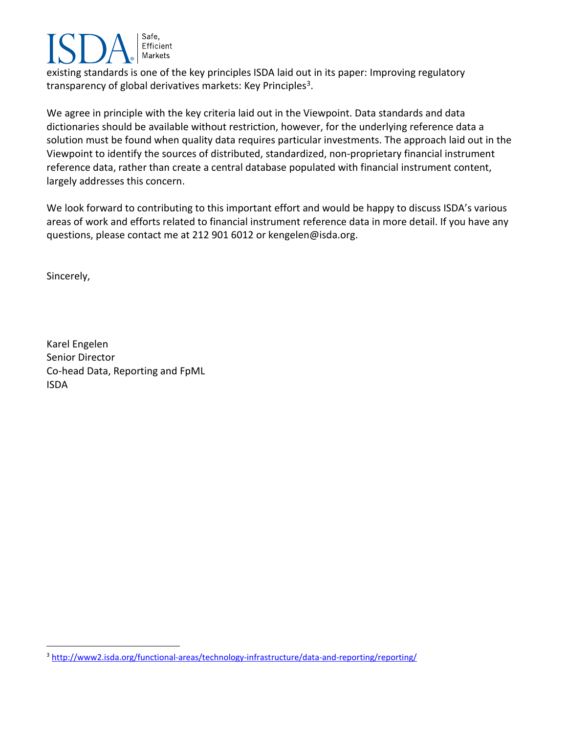existing standards is one of the key principles ISDA laid out in its paper: Improving regulatory transparency of global derivatives markets: Key Principles[3].

We agree in principle with the key criteria laid out in the Viewpoint. Data standards and data dictionaries should be available without restriction, however, for the underlying reference data a solution must be found when quality data requires particular investments. The approach laid out in the Viewpoint to identify the sources of distributed, standardized, non-proprietary financial instrument reference data, rather than create a central database populated with financial instrument content, largely addresses this concern.

We look forward to contributing to this important effort and would be happy to discuss ISDA's various areas of work and efforts related to financial instrument reference data in more detail. If you have any questions, please contact me at 212 901 6012 or kengelen@isda.org.

Sincerely,

Karel Engelen
Senior Director
Co-head Data, Reporting and FpML
ISDA

---

[3] http://www2.isda.org/functional-areas/technology-infrastructure/data-and-reporting/reporting/